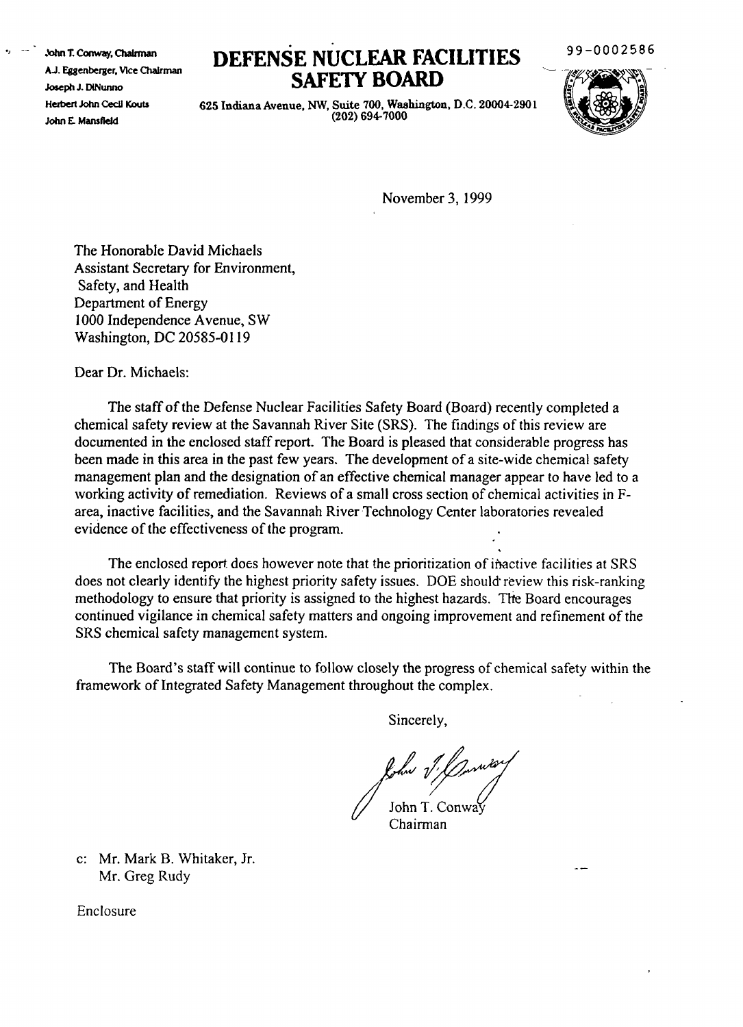John T. Conway, Chairman
A.J. Eggenberger, Vice Chairman
Joseph J. DiNunno
Herbert John Cecil Kouts
John E. Mansfield

# DEFENSE NUCLEAR FACILITIES SAFETY BOARD

625 Indiana Avenue, NW, Suite 700, Washington, D.C. 20004-2901
(202) 694-7000

99-0002586

November 3, 1999

The Honorable David Michaels
Assistant Secretary for Environment,
Safety, and Health
Department of Energy
1000 Independence Avenue, SW
Washington, DC 20585-0119

Dear Dr. Michaels:

The staff of the Defense Nuclear Facilities Safety Board (Board) recently completed a chemical safety review at the Savannah River Site (SRS). The findings of this review are documented in the enclosed staff report. The Board is pleased that considerable progress has been made in this area in the past few years. The development of a site-wide chemical safety management plan and the designation of an effective chemical manager appear to have led to a working activity of remediation. Reviews of a small cross section of chemical activities in F-area, inactive facilities, and the Savannah River Technology Center laboratories revealed evidence of the effectiveness of the program.

The enclosed report does however note that the prioritization of inactive facilities at SRS does not clearly identify the highest priority safety issues. DOE should review this risk-ranking methodology to ensure that priority is assigned to the highest hazards. The Board encourages continued vigilance in chemical safety matters and ongoing improvement and refinement of the SRS chemical safety management system.

The Board's staff will continue to follow closely the progress of chemical safety within the framework of Integrated Safety Management throughout the complex.

Sincerely,

John T. Conway
Chairman

c: Mr. Mark B. Whitaker, Jr.
Mr. Greg Rudy

Enclosure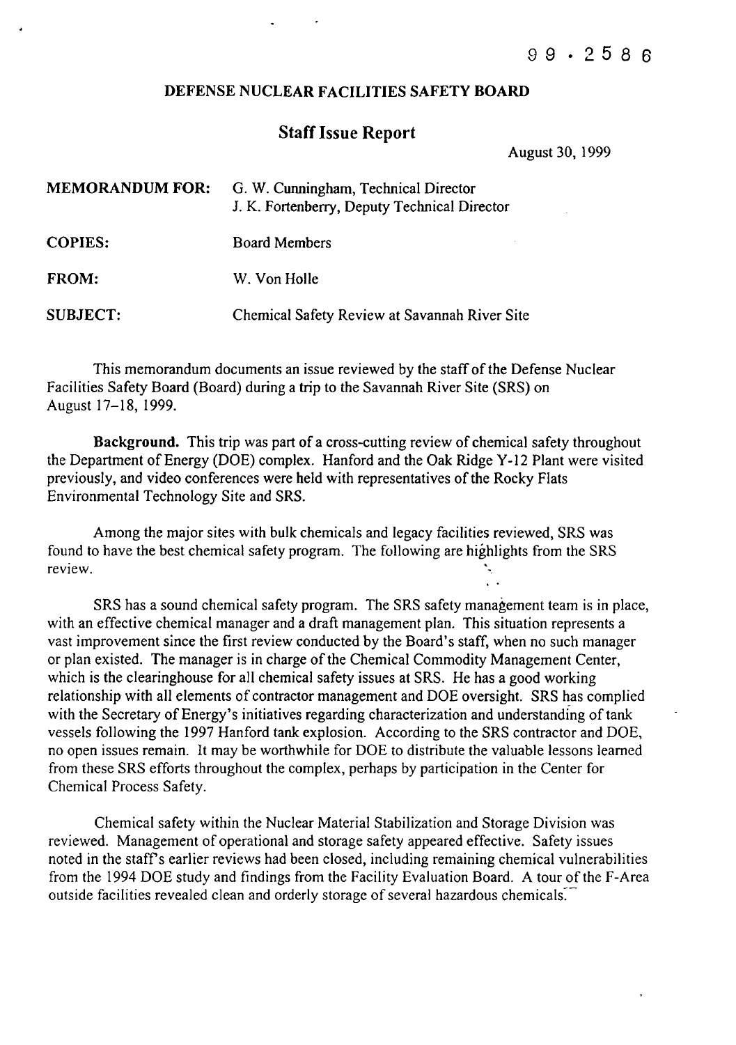99 - 2586

# DEFENSE NUCLEAR FACILITIES SAFETY BOARD

## Staff Issue Report

August 30, 1999

| | |
|---|---|
| **MEMORANDUM FOR:** | G. W. Cunningham, Technical Director<br>J. K. Fortenberry, Deputy Technical Director |
| **COPIES:** | Board Members |
| **FROM:** | W. Von Holle |
| **SUBJECT:** | Chemical Safety Review at Savannah River Site |

This memorandum documents an issue reviewed by the staff of the Defense Nuclear Facilities Safety Board (Board) during a trip to the Savannah River Site (SRS) on August 17–18, 1999.

**Background.** This trip was part of a cross-cutting review of chemical safety throughout the Department of Energy (DOE) complex. Hanford and the Oak Ridge Y-12 Plant were visited previously, and video conferences were held with representatives of the Rocky Flats Environmental Technology Site and SRS.

Among the major sites with bulk chemicals and legacy facilities reviewed, SRS was found to have the best chemical safety program. The following are highlights from the SRS review.

SRS has a sound chemical safety program. The SRS safety management team is in place, with an effective chemical manager and a draft management plan. This situation represents a vast improvement since the first review conducted by the Board's staff, when no such manager or plan existed. The manager is in charge of the Chemical Commodity Management Center, which is the clearinghouse for all chemical safety issues at SRS. He has a good working relationship with all elements of contractor management and DOE oversight. SRS has complied with the Secretary of Energy's initiatives regarding characterization and understanding of tank vessels following the 1997 Hanford tank explosion. According to the SRS contractor and DOE, no open issues remain. It may be worthwhile for DOE to distribute the valuable lessons learned from these SRS efforts throughout the complex, perhaps by participation in the Center for Chemical Process Safety.

Chemical safety within the Nuclear Material Stabilization and Storage Division was reviewed. Management of operational and storage safety appeared effective. Safety issues noted in the staff's earlier reviews had been closed, including remaining chemical vulnerabilities from the 1994 DOE study and findings from the Facility Evaluation Board. A tour of the F-Area outside facilities revealed clean and orderly storage of several hazardous chemicals.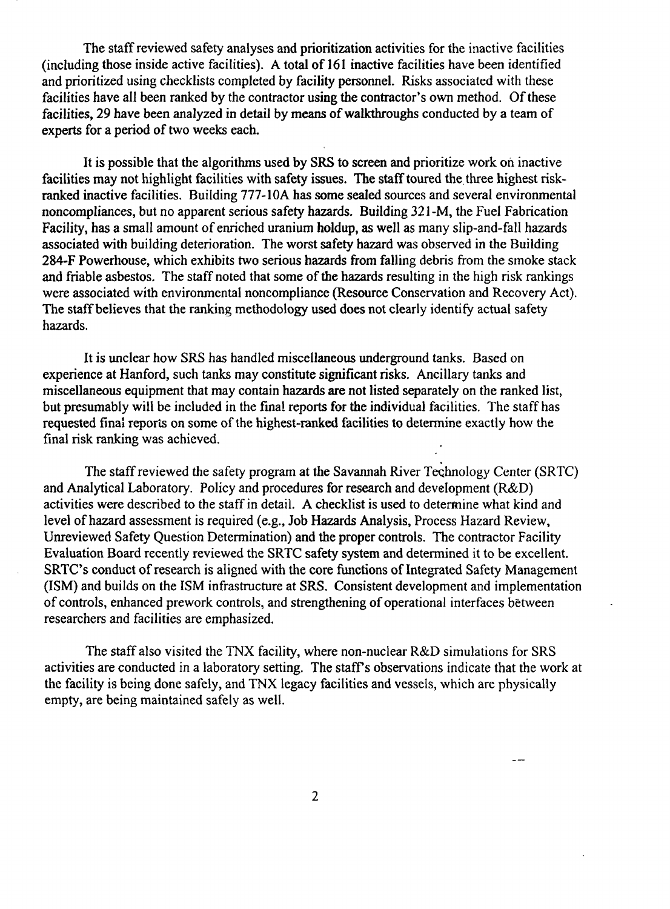The staff reviewed safety analyses and prioritization activities for the inactive facilities (including those inside active facilities). A total of 161 inactive facilities have been identified and prioritized using checklists completed by facility personnel. Risks associated with these facilities have all been ranked by the contractor using the contractor's own method. Of these facilities, 29 have been analyzed in detail by means of walkthroughs conducted by a team of experts for a period of two weeks each.

It is possible that the algorithms used by SRS to screen and prioritize work on inactive facilities may not highlight facilities with safety issues. The staff toured the three highest risk-ranked inactive facilities. Building 777-10A has some sealed sources and several environmental noncompliances, but no apparent serious safety hazards. Building 321-M, the Fuel Fabrication Facility, has a small amount of enriched uranium holdup, as well as many slip-and-fall hazards associated with building deterioration. The worst safety hazard was observed in the Building 284-F Powerhouse, which exhibits two serious hazards from falling debris from the smoke stack and friable asbestos. The staff noted that some of the hazards resulting in the high risk rankings were associated with environmental noncompliance (Resource Conservation and Recovery Act). The staff believes that the ranking methodology used does not clearly identify actual safety hazards.

It is unclear how SRS has handled miscellaneous underground tanks. Based on experience at Hanford, such tanks may constitute significant risks. Ancillary tanks and miscellaneous equipment that may contain hazards are not listed separately on the ranked list, but presumably will be included in the final reports for the individual facilities. The staff has requested final reports on some of the highest-ranked facilities to determine exactly how the final risk ranking was achieved.

The staff reviewed the safety program at the Savannah River Technology Center (SRTC) and Analytical Laboratory. Policy and procedures for research and development (R&D) activities were described to the staff in detail. A checklist is used to determine what kind and level of hazard assessment is required (e.g., Job Hazards Analysis, Process Hazard Review, Unreviewed Safety Question Determination) and the proper controls. The contractor Facility Evaluation Board recently reviewed the SRTC safety system and determined it to be excellent. SRTC's conduct of research is aligned with the core functions of Integrated Safety Management (ISM) and builds on the ISM infrastructure at SRS. Consistent development and implementation of controls, enhanced prework controls, and strengthening of operational interfaces between researchers and facilities are emphasized.

The staff also visited the TNX facility, where non-nuclear R&D simulations for SRS activities are conducted in a laboratory setting. The staff's observations indicate that the work at the facility is being done safely, and TNX legacy facilities and vessels, which are physically empty, are being maintained safely as well.